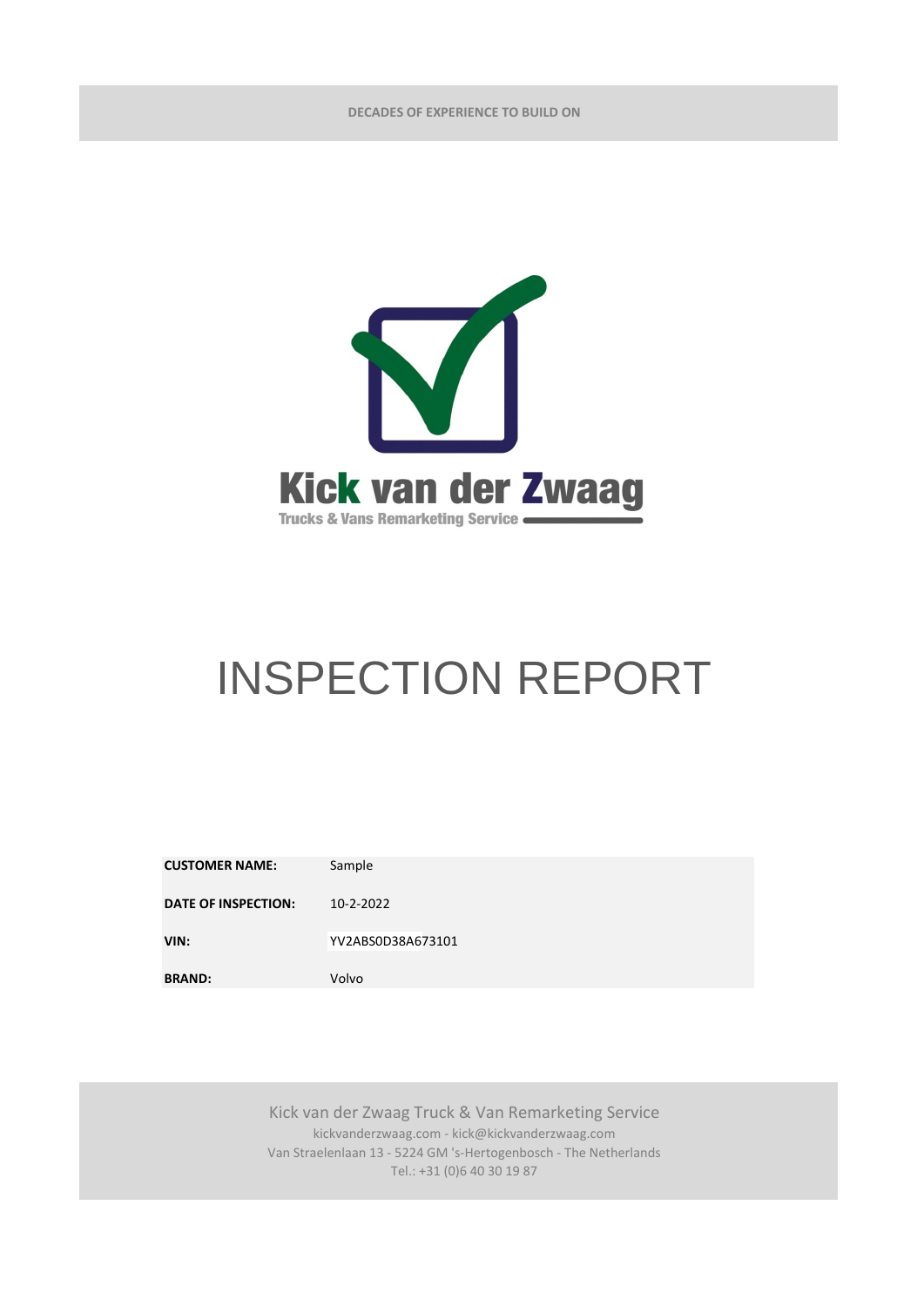DECADES OF EXPERIENCE TO BUILD ON

Kick van der Zwaag

Trucks & Vans Remarketing Service

# INSPECTION REPORT

| | |
|---|---|
| **CUSTOMER NAME:** | Sample |
| **DATE OF INSPECTION:** | 10-2-2022 |
| **VIN:** | YV2ABS0D38A673101 |
| **BRAND:** | Volvo |

Kick van der Zwaag Truck & Van Remarketing Service
kickvanderzwaag.com - kick@kickvanderzwaag.com
Van Straelenlaan 13 - 5224 GM 's-Hertogenbosch - The Netherlands
Tel.: +31 (0)6 40 30 19 87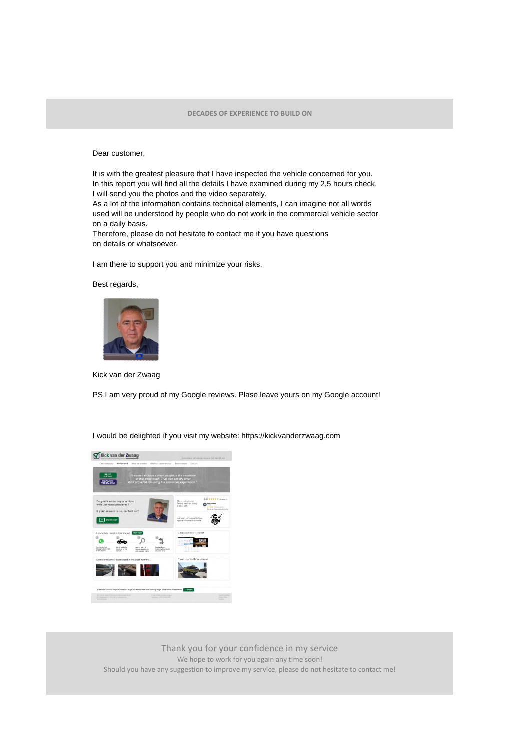DECADES OF EXPERIENCE TO BUILD ON

Dear customer,

It is with the greatest pleasure that I have inspected the vehicle concerned for you.
In this report you will find all the details I have examined during my 2,5 hours check.
I will send you the photos and the video separately.
As a lot of the information contains technical elements, I can imagine not all words used will be understood by people who do not work in the commercial vehicle sector on a daily basis.
Therefore, please do not hesitate to contact me if you have questions on details or whatsoever.

I am there to support you and minimize your risks.

Best regards,

Kick van der Zwaag

PS I am very proud of my Google reviews. Plase leave yours on my Google account!

I would be delighted if you visit my website: https://kickvanderzwaag.com

Thank you for your confidence in my service

We hope to work for you again any time soon!

Should you have any suggestion to improve my service, please do not hesitate to contact me!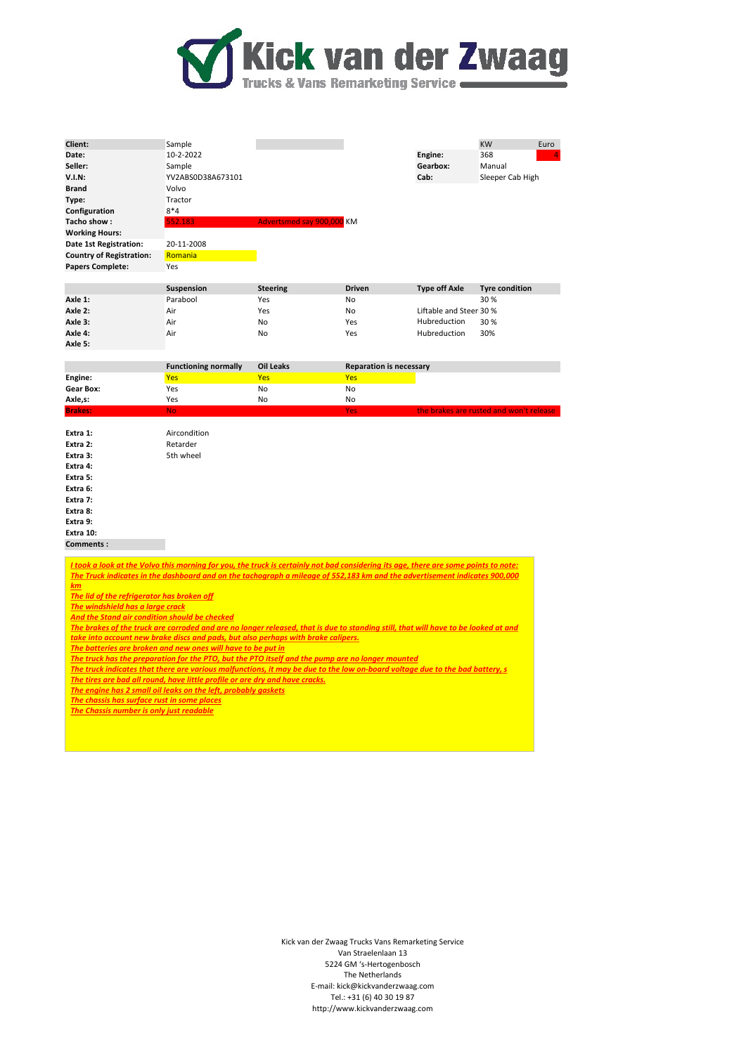# Kick van der Zwaag

Trucks & Vans Remarketing Service

| | | | | | |
|---|---|---|---|---|---|
| **Client:** | Sample | | | KW | Euro |
| **Date:** | 10-2-2022 | | **Engine:** | 368 | 4 |
| **Seller:** | Sample | | **Gearbox:** | Manual | |
| **V.I.N:** | YV2ABS0D38A673101 | | **Cab:** | Sleeper Cab High | |
| **Brand** | Volvo | | | | |
| **Type:** | Tractor | | | | |
| **Configuration** | 8*4 | | | | |
| **Tacho show :** | 552.183 | Advertsmed say 900,000 KM | | | |
| **Working Hours:** | | | | | |
| **Date 1st Registration:** | 20-11-2008 | | | | |
| **Country of Registration:** | Romania | | | | |
| **Papers Complete:** | Yes | | | | |

| | Suspension | Steering | Driven | Type off Axle | Tyre condition |
|---|---|---|---|---|---|
| **Axle 1:** | Parabool | Yes | No | | 30 % |
| **Axle 2:** | Air | Yes | No | Liftable and Steer | 30 % |
| **Axle 3:** | Air | No | Yes | Hubreduction | 30 % |
| **Axle 4:** | Air | No | Yes | Hubreduction | 30% |
| **Axle 5:** | | | | | |

| | Functioning normally | Oil Leaks | Reparation is necessary | |
|---|---|---|---|---|
| **Engine:** | Yes | Yes | Yes | |
| **Gear Box:** | Yes | No | No | |
| **Axle,s:** | Yes | No | No | |
| **Brakes:** | No | | Yes | the brakes are rusted and won't release |

| | |
|---|---|
| **Extra 1:** | Aircondition |
| **Extra 2:** | Retarder |
| **Extra 3:** | 5th wheel |
| **Extra 4:** | |
| **Extra 5:** | |
| **Extra 6:** | |
| **Extra 7:** | |
| **Extra 8:** | |
| **Extra 9:** | |
| **Extra 10:** | |
| **Comments :** | |

*I took a look at the Volvo this morning for you, the truck is certainly not bad considering its age, there are some points to note:*
The Truck indicates in the dashboard and on the tachograph a mileage of 552,183 km and the advertisement indicates 900,000 km
The lid of the refrigerator has broken off
The windshield has a large crack
And the Stand air condition should be checked
The brakes of the truck are corroded and are no longer released, that is due to standing still, that will have to be looked at and take into account new brake discs and pads, but also perhaps with brake calipers.
The batteries are broken and new ones will have to be put in
The truck has the preparation for the PTO, but the PTO itself and the pump are no longer mounted
The truck indicates that there are various malfunctions, it may be due to the low on-board voltage due to the bad battery, s
The tires are bad all round, have little profile or are dry and have cracks.
The engine has 2 small oil leaks on the left, probably gaskets
The chassis has surface rust in some places
The Chassis number is only just readable

Kick van der Zwaag Trucks Vans Remarketing Service
Van Straelenlaan 13
5224 GM 's-Hertogenbosch
The Netherlands
E-mail: kick@kickvanderzwaag.com
Tel.: +31 (6) 40 30 19 87
http://www.kickvanderzwaag.com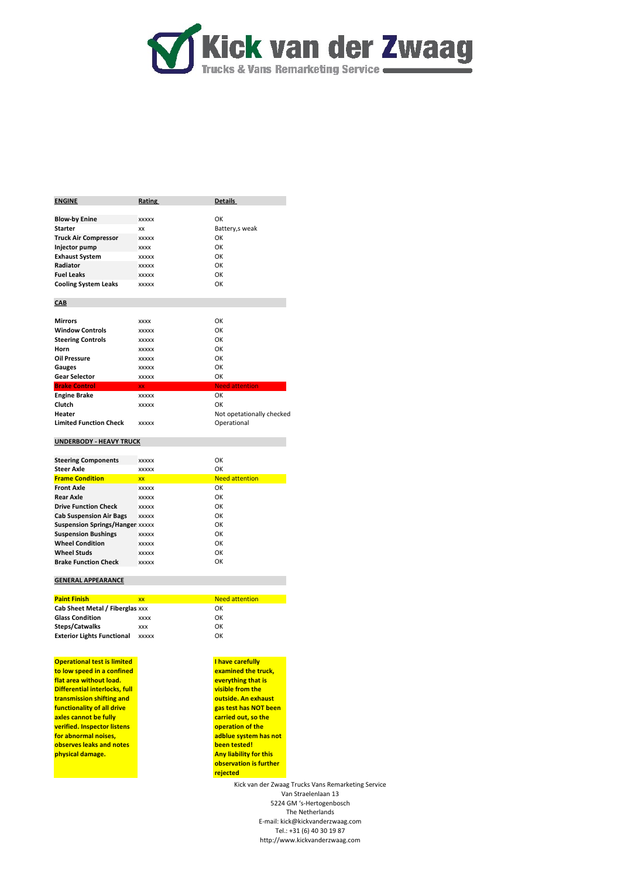# Kick van der Zwaag

Trucks & Vans Remarketing Service

| ENGINE | Rating | Details |
|---|---|---|
| Blow-by Enine | xxxxx | OK |
| Starter | xx | Battery,s weak |
| Truck Air Compressor | xxxxx | OK |
| Injector pump | xxxx | OK |
| Exhaust System | xxxxx | OK |
| Radiator | xxxxx | OK |
| Fuel Leaks | xxxxx | OK |
| Cooling System Leaks | xxxxx | OK |

| CAB | | |
|---|---|---|
| Mirrors | xxxx | OK |
| Window Controls | xxxxx | OK |
| Steering Controls | xxxxx | OK |
| Horn | xxxxx | OK |
| Oil Pressure | xxxxx | OK |
| Gauges | xxxxx | OK |
| Gear Selector | xxxxx | OK |
| Brake Control | xx | Need attention |
| Engine Brake | xxxxx | OK |
| Clutch | xxxxx | OK |
| Heater | | Not opetationally checked |
| Limited Function Check | xxxxx | Operational |

| UNDERBODY - HEAVY TRUCK | | |
|---|---|---|
| Steering Components | xxxxx | OK |
| Steer Axle | xxxxx | OK |
| Frame Condition | xx | Need attention |
| Front Axle | xxxxx | OK |
| Rear Axle | xxxxx | OK |
| Drive Function Check | xxxxx | OK |
| Cab Suspension Air Bags | xxxxx | OK |
| Suspension Springs/Hanger | xxxxx | OK |
| Suspension Bushings | xxxxx | OK |
| Wheel Condition | xxxxx | OK |
| Wheel Studs | xxxxx | OK |
| Brake Function Check | xxxxx | OK |

| GENERAL APPEARANCE | | |
|---|---|---|
| Paint Finish | xx | Need attention |
| Cab Sheet Metal / Fiberglas | xxx | OK |
| Glass Condition | xxxx | OK |
| Steps/Catwalks | xxx | OK |
| Exterior Lights Functional | xxxxx | OK |

**Operational test is limited to low speed in a confined flat area without load. Differential interlocks, full transmission shifting and functionality of all drive axles cannot be fully verified. Inspector listens for abnormal noises, observes leaks and notes physical damage.**

**I have carefully examined the truck, everything that is visible from the outside. An exhaust gas test has NOT been carried out, so the operation of the adblue system has not been tested! Any liability for this observation is further rejected**

Kick van der Zwaag Trucks Vans Remarketing Service
Van Straelenlaan 13
5224 GM 's-Hertogenbosch
The Netherlands
E-mail: kick@kickvanderzwaag.com
Tel.: +31 (6) 40 30 19 87
http://www.kickvanderzwaag.com